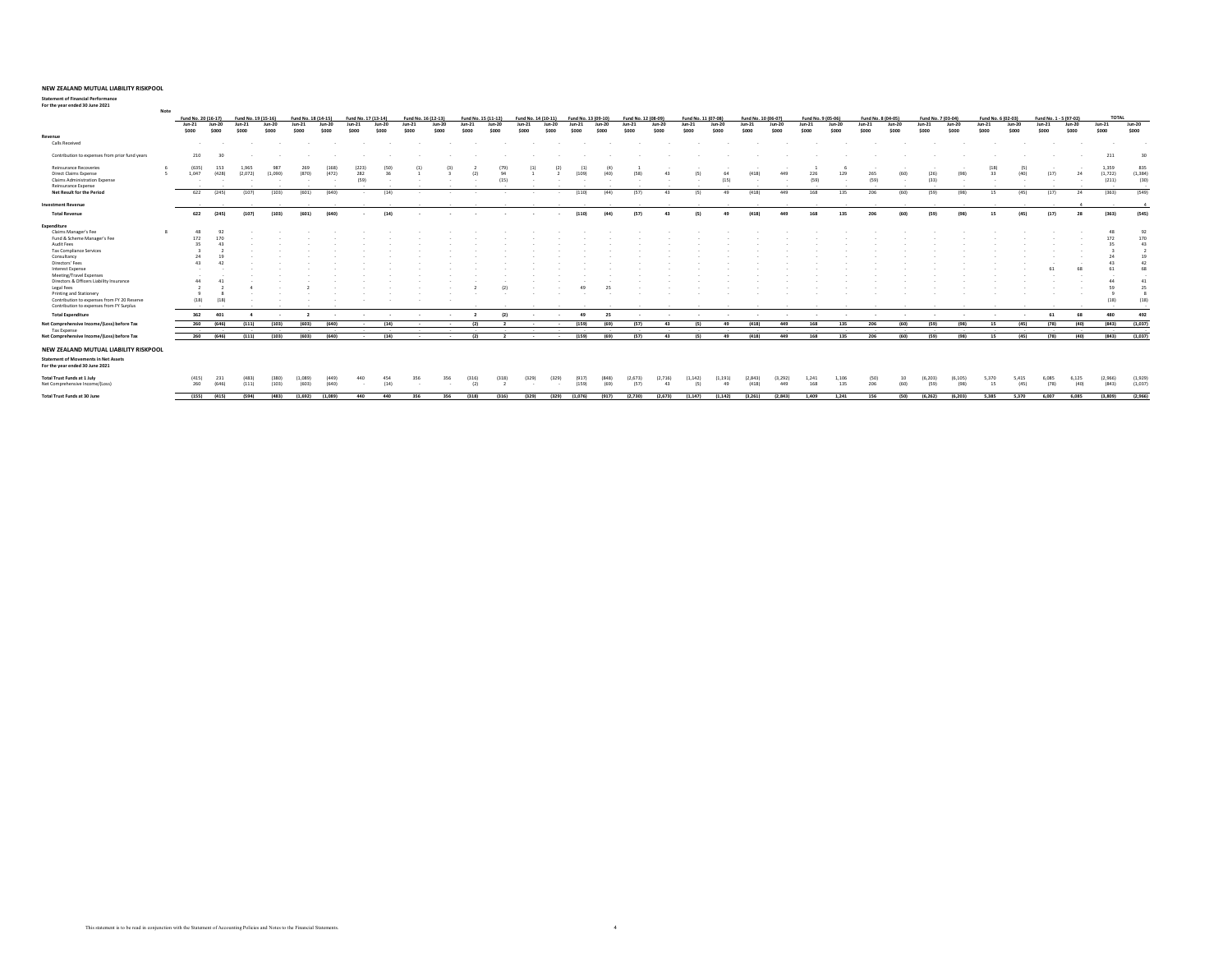# NEW ZEALAND MUTUAL LIABILITY RISKPOOL

**Statement of Financial Performance**
**For the year ended 30 June 2021**

| | Note | Fund No. 20 (16-17) | | Fund No. 19 (15-16) | | Fund No. 18 (14-15) | | Fund No. 17 (13-14) | | Fund No. 16 (12-13) | | Fund No. 15 (11-12) | | Fund No. 14 (10-11) | | Fund No. 13 (09-10) | | Fund No. 12 (08-09) | | Fund No. 11 (07-08) | | Fund No. 10 (06-07) | | Fund No. 9 (05-06) | | Fund No. 8 (04-05) | | Fund No. 7 (03-04) | | Fund No. 6 (02-03) | | Fund No. 1 - 5 (97-02) | | TOTAL | |
|---|---|---|---|---|---|---|---|---|---|---|---|---|---|---|---|---|---|---|---|---|---|---|---|---|---|---|---|---|---|---|---|---|---|---|---|
| | | Jun-21 | Jun-20 | Jun-21 | Jun-20 | Jun-21 | Jun-20 | Jun-21 | Jun-20 | Jun-21 | Jun-20 | Jun-21 | Jun-20 | Jun-21 | Jun-20 | Jun-21 | Jun-20 | Jun-21 | Jun-20 | Jun-21 | Jun-20 | Jun-21 | Jun-20 | Jun-21 | Jun-20 | Jun-21 | Jun-20 | Jun-21 | Jun-20 | Jun-21 | Jun-20 | Jun-21 | Jun-20 | Jun-21 | Jun-20 |
| | | $000 | $000 | $000 | $000 | $000 | $000 | $000 | $000 | $000 | $000 | $000 | $000 | $000 | $000 | $000 | $000 | $000 | $000 | $000 | $000 | $000 | $000 | $000 | $000 | $000 | $000 | $000 | $000 | $000 | $000 | $000 | $000 | $000 | $000 |
| **Revenue** | | | | | | | | | | | | | | | | | | | | | | | | | | | | | | | | | | | |
| Calls Received | | - | - | - | - | - | - | - | - | - | - | - | - | - | - | - | - | - | - | - | - | - | - | - | - | - | - | - | - | - | - | - | - | - | - |
| Contribution to expenses from prior fund years | | 210 | 30 | - | - | - | - | - | - | - | - | - | - | - | - | - | - | - | - | - | - | - | - | - | - | - | - | - | - | - | - | - | - | 211 | 30 |
| Reinsurance Recoveries | 6 | (635) | 153 | 1,965 | 987 | 269 | (168) | (223) | (50) | (1) | (3) | 2 | (79) | (1) | (2) | (1) | (4) | 1 | - | - | - | - | - | 1 | 6 | - | - | - | - | (18) | (5) | - | - | 1,359 | 835 |
| Direct Claims Expense | 5 | 1,047 | (428) | (2,072) | (1,090) | (870) | (472) | 282 | 36 | 1 | 3 | (2) | 94 | 1 | 2 | (109) | (40) | (58) | 43 | (5) | 64 | (418) | 449 | 226 | 129 | 265 | (60) | (26) | (98) | 33 | (40) | (17) | 24 | (1,722) | (1,384) |
| Claims Administration Expense | | - | - | - | - | - | - | (59) | - | - | - | - | (15) | - | - | - | - | - | - | - | (15) | - | - | (59) | - | (59) | - | (33) | - | - | - | - | - | (211) | (30) |
| Reinsurance Expense | | - | - | - | - | - | - | - | - | - | - | - | - | - | - | - | - | - | - | - | - | - | - | - | - | - | - | - | - | - | - | - | - | - | - |
| **Net Result for the Period** | | 622 | (245) | (107) | (103) | (601) | (640) | - | (14) | - | - | - | - | - | - | (110) | (44) | (57) | 43 | (5) | 49 | (418) | 449 | 168 | 135 | 206 | (60) | (59) | (98) | 15 | (45) | (17) | 24 | (363) | (549) |
| **Investment Revenue** | | - | - | - | - | - | - | - | - | - | - | - | - | - | - | - | - | - | - | - | - | - | - | - | - | - | - | - | - | - | - | - | 4 | - | 4 |
| **Total Revenue** | | 622 | (245) | (107) | (103) | (601) | (640) | - | (14) | - | - | - | - | - | - | (110) | (44) | (57) | 43 | (5) | 49 | (418) | 449 | 168 | 135 | 206 | (60) | (59) | (98) | 15 | (45) | (17) | 28 | (363) | (545) |
| **Expenditure** | | | | | | | | | | | | | | | | | | | | | | | | | | | | | | | | | | | |
| Claims Manager's Fee | 8 | 48 | 92 | - | - | - | - | - | - | - | - | - | - | - | - | - | - | - | - | - | - | - | - | - | - | - | - | - | - | - | - | - | - | 48 | 92 |
| Fund & Scheme Manager's Fee | | 172 | 170 | - | - | - | - | - | - | - | - | - | - | - | - | - | - | - | - | - | - | - | - | - | - | - | - | - | - | - | - | - | - | 172 | 170 |
| Audit Fees | | 35 | 43 | - | - | - | - | - | - | - | - | - | - | - | - | - | - | - | - | - | - | - | - | - | - | - | - | - | - | - | - | - | - | 35 | 43 |
| Tax Compliance Services | | 3 | 2 | - | - | - | - | - | - | - | - | - | - | - | - | - | - | - | - | - | - | - | - | - | - | - | - | - | - | - | - | - | - | 3 | 2 |
| Consultancy | | 24 | 19 | - | - | - | - | - | - | - | - | - | - | - | - | - | - | - | - | - | - | - | - | - | - | - | - | - | - | - | - | - | - | 24 | 19 |
| Directors' Fees | | 43 | 42 | - | - | - | - | - | - | - | - | - | - | - | - | - | - | - | - | - | - | - | - | - | - | - | - | - | - | - | - | - | - | 43 | 42 |
| Interest Expense | | - | - | - | - | - | - | - | - | - | - | - | - | - | - | - | - | - | - | - | - | - | - | - | - | - | - | - | - | - | - | 61 | 68 | 61 | 68 |
| Meeting/Travel Expenses | | - | - | - | - | - | - | - | - | - | - | - | - | - | - | - | - | - | - | - | - | - | - | - | - | - | - | - | - | - | - | - | - | - | - |
| Directors & Officers Liability Insurance | | 44 | 41 | - | - | - | - | - | - | - | - | - | - | - | - | - | - | - | - | - | - | - | - | - | - | - | - | - | - | - | - | - | - | 44 | 41 |
| Legal Fees | | 2 | 2 | 4 | - | 2 | - | - | - | - | - | 2 | (2) | - | - | 49 | 25 | - | - | - | - | - | - | - | - | - | - | - | - | - | - | - | - | 59 | 25 |
| Printing and Stationery | | 9 | 8 | - | - | - | - | - | - | - | - | - | - | - | - | - | - | - | - | - | - | - | - | - | - | - | - | - | - | - | - | - | - | 9 | 8 |
| Contribution to expenses from FY 20 Reserve | | (18) | (18) | - | - | - | - | - | - | - | - | - | - | - | - | - | - | - | - | - | - | - | - | - | - | - | - | - | - | - | - | - | - | (18) | (18) |
| Contribution to expenses from FY Surplus | | - | - | - | - | - | - | - | - | - | - | - | - | - | - | - | - | - | - | - | - | - | - | - | - | - | - | - | - | - | - | - | - | - | - |
| **Total Expenditure** | | 362 | 401 | 4 | - | 2 | - | - | - | - | - | 2 | (2) | - | - | 49 | 25 | - | - | - | - | - | - | - | - | - | - | - | - | - | - | 61 | 68 | 480 | 492 |
| **Net Comprehensive Income/(Loss) before Tax** | | 260 | (646) | (111) | (103) | (603) | (640) | - | (14) | - | - | (2) | 2 | - | - | (159) | (69) | (57) | 43 | (5) | 49 | (418) | 449 | 168 | 135 | 206 | (60) | (59) | (98) | 15 | (45) | (78) | (40) | (843) | (1,037) |
| Tax Expense | | - | - | - | - | - | - | - | - | - | - | - | - | - | - | - | - | - | - | - | - | - | - | - | - | - | - | - | - | - | - | - | - | - | - |
| **Net Comprehensive Income/(Loss) before Tax** | | 260 | (646) | (111) | (103) | (603) | (640) | - | (14) | - | - | (2) | 2 | - | - | (159) | (69) | (57) | 43 | (5) | 49 | (418) | 449 | 168 | 135 | 206 | (60) | (59) | (98) | 15 | (45) | (78) | (40) | (843) | (1,037) |

# NEW ZEALAND MUTUAL LIABILITY RISKPOOL

**Statement of Movements in Net Assets**
**For the year ended 30 June 2021**

| | Fund No. 20 (16-17) | | Fund No. 19 (15-16) | | Fund No. 18 (14-15) | | Fund No. 17 (13-14) | | Fund No. 16 (12-13) | | Fund No. 15 (11-12) | | Fund No. 14 (10-11) | | Fund No. 13 (09-10) | | Fund No. 12 (08-09) | | Fund No. 11 (07-08) | | Fund No. 10 (06-07) | | Fund No. 9 (05-06) | | Fund No. 8 (04-05) | | Fund No. 7 (03-04) | | Fund No. 6 (02-03) | | Fund No. 1 - 5 (97-02) | | TOTAL | |
|---|---|---|---|---|---|---|---|---|---|---|---|---|---|---|---|---|---|---|---|---|---|---|---|---|---|---|---|---|---|---|---|---|---|---|
| | Jun-21 | Jun-20 | Jun-21 | Jun-20 | Jun-21 | Jun-20 | Jun-21 | Jun-20 | Jun-21 | Jun-20 | Jun-21 | Jun-20 | Jun-21 | Jun-20 | Jun-21 | Jun-20 | Jun-21 | Jun-20 | Jun-21 | Jun-20 | Jun-21 | Jun-20 | Jun-21 | Jun-20 | Jun-21 | Jun-20 | Jun-21 | Jun-20 | Jun-21 | Jun-20 | Jun-21 | Jun-20 | Jun-21 | Jun-20 |
| **Total Trust Funds at 1 July** | (415) | 231 | (483) | (380) | (1,089) | (449) | 440 | 454 | 356 | 356 | (316) | (318) | (329) | (329) | (917) | (848) | (2,673) | (2,716) | (1,142) | (1,191) | (2,843) | (3,292) | 1,241 | 1,106 | (50) | 10 | (6,203) | (6,105) | 5,370 | 5,415 | 6,085 | 6,125 | (2,966) | (1,929) |
| Net Comprehensive Income/(Loss) | 260 | (646) | (111) | (103) | (603) | (640) | - | (14) | - | - | (2) | 2 | - | - | (159) | (69) | (57) | 43 | (5) | 49 | (418) | 449 | 168 | 135 | 206 | (60) | (59) | (98) | 15 | (45) | (78) | (40) | (843) | (1,037) |
| **Total Trust Funds at 30 June** | (155) | (415) | (594) | (483) | (1,692) | (1,089) | 440 | 440 | 356 | 356 | (318) | (316) | (329) | (329) | (1,076) | (917) | (2,730) | (2,673) | (1,147) | (1,142) | (3,261) | (2,843) | 1,409 | 1,241 | 156 | (50) | (6,262) | (6,203) | 5,385 | 5,370 | 6,007 | 6,085 | (3,809) | (2,966) |

This statement is to be read in conjunction with the Statement of Accounting Policies and Notes to the Financial Statements.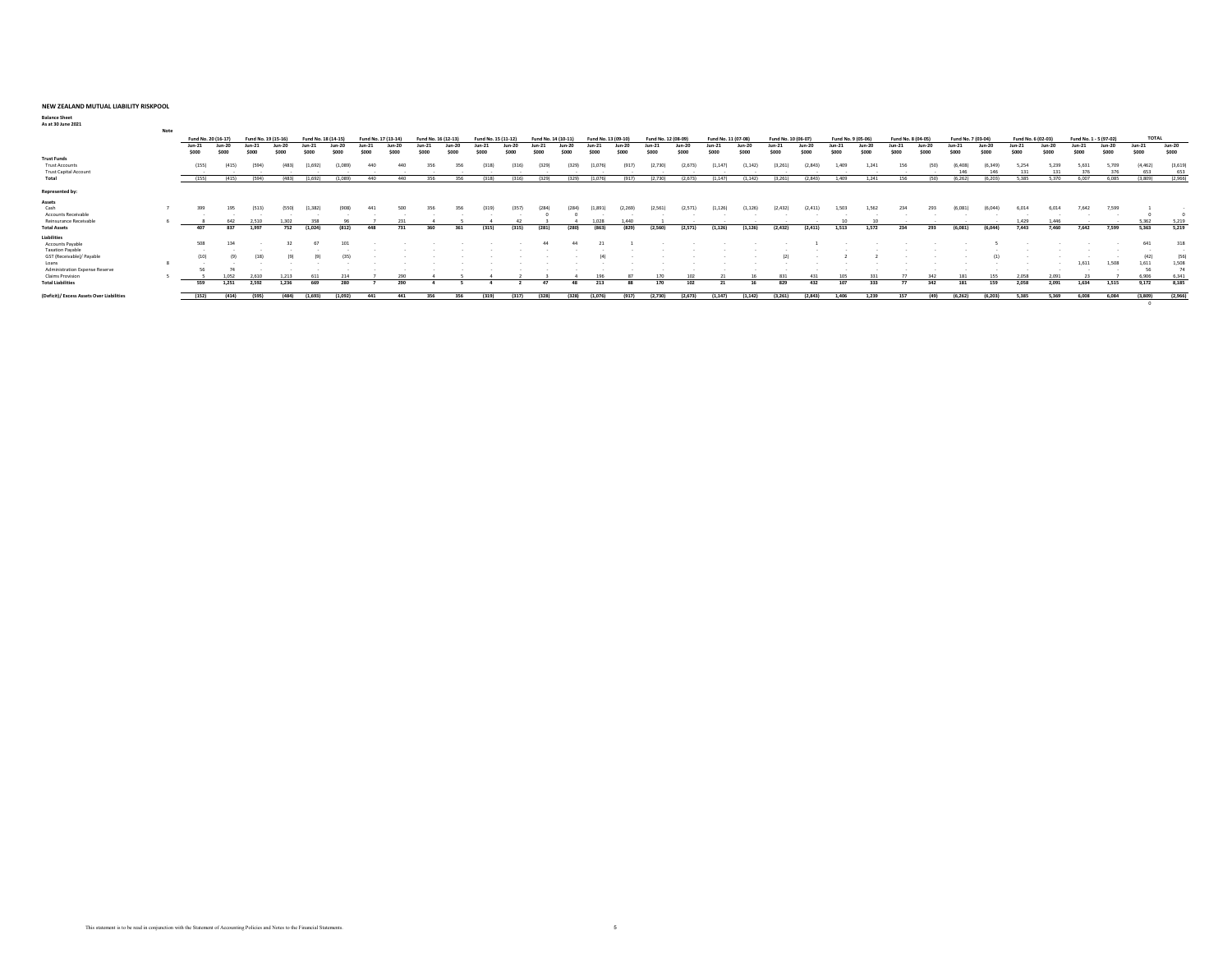## NEW ZEALAND MUTUAL LIABILITY RISKPOOL

**Balance Sheet**
**As at 30 June 2021**

| | Note | Fund No. 20 (16-17) | | Fund No. 19 (15-16) | | Fund No. 18 (14-15) | | Fund No. 17 (13-14) | | Fund No. 16 (12-13) | | Fund No. 15 (11-12) | | Fund No. 14 (10-11) | | Fund No. 13 (09-10) | | Fund No. 12 (08-09) | | Fund No. 11 (07-08) | | Fund No. 10 (06-07) | | Fund No. 9 (05-06) | | Fund No. 8 (04-05) | | Fund No. 7 (03-04) | | Fund No. 6 (02-03) | | Fund No. 1 - 5 (97-02) | | TOTAL | |
|---|---|---|---|---|---|---|---|---|---|---|---|---|---|---|---|---|---|---|---|---|---|---|---|---|---|---|---|---|---|---|---|---|---|---|---|
| | | Jun-21 | Jun-20 | Jun-21 | Jun-20 | Jun-21 | Jun-20 | Jun-21 | Jun-20 | Jun-21 | Jun-20 | Jun-21 | Jun-20 | Jun-21 | Jun-20 | Jun-21 | Jun-20 | Jun-21 | Jun-20 | Jun-21 | Jun-20 | Jun-21 | Jun-20 | Jun-21 | Jun-20 | Jun-21 | Jun-20 | Jun-21 | Jun-20 | Jun-21 | Jun-20 | Jun-21 | Jun-20 | Jun-21 | Jun-20 |
| | | $000 | $000 | $000 | $000 | $000 | $000 | $000 | $000 | $000 | $000 | $000 | $000 | $000 | $000 | $000 | $000 | $000 | $000 | $000 | $000 | $000 | $000 | $000 | $000 | $000 | $000 | $000 | $000 | $000 | $000 | $000 | $000 | $000 | $000 |
| **Trust Funds** | | | | | | | | | | | | | | | | | | | | | | | | | | | | | | | | | | | |
| Trust Accounts | | (155) | (415) | (594) | (483) | (1,692) | (1,089) | 440 | 440 | 356 | 356 | (318) | (316) | (329) | (329) | (1,076) | (917) | (2,730) | (2,673) | (1,147) | (1,142) | (3,261) | (2,843) | 1,409 | 1,241 | 156 | (50) | (6,408) | (6,349) | 5,254 | 5,239 | 5,631 | 5,709 | (4,462) | (3,619) |
| Trust Capital Account | | - | - | - | - | - | - | - | - | - | - | - | - | - | - | - | - | - | - | - | - | - | - | - | - | - | - | 146 | 146 | 131 | 131 | 376 | 376 | 653 | 653 |
| **Total** | | (155) | (415) | (594) | (483) | (1,692) | (1,089) | 440 | 440 | 356 | 356 | (318) | (316) | (329) | (329) | (1,076) | (917) | (2,730) | (2,673) | (1,147) | (1,142) | (3,261) | (2,843) | 1,409 | 1,241 | 156 | (50) | (6,262) | (6,203) | 5,385 | 5,370 | 6,007 | 6,085 | (3,809) | (2,966) |
| **Represented by:** | | | | | | | | | | | | | | | | | | | | | | | | | | | | | | | | | | | |
| **Assets** | | | | | | | | | | | | | | | | | | | | | | | | | | | | | | | | | | | |
| Cash | 7 | 399 | 195 | (513) | (550) | (1,382) | (908) | 441 | 500 | 356 | 356 | (319) | (357) | (284) | (284) | (1,891) | (2,269) | (2,561) | (2,571) | (1,126) | (1,126) | (2,432) | (2,411) | 1,503 | 1,562 | 234 | 293 | (6,081) | (6,044) | 6,014 | 6,014 | 7,642 | 7,599 | 1 | - |
| Accounts Receivable | | - | - | - | - | - | - | - | - | - | - | - | - | 0 | 0 | - | - | - | - | - | - | - | - | - | - | - | - | - | - | - | - | - | - | 0 | 0 |
| Reinsurance Receivable | 6 | 8 | 642 | 2,510 | 1,302 | 358 | 96 | 7 | 231 | 4 | 5 | 4 | 42 | 3 | 4 | 1,028 | 1,440 | 1 | - | - | - | - | - | 10 | 10 | - | - | - | - | 1,429 | 1,446 | - | - | 5,362 | 5,219 |
| **Total Assets** | | **407** | **837** | **1,997** | **752** | **(1,024)** | **(812)** | **448** | **731** | **360** | **361** | **(315)** | **(315)** | **(281)** | **(280)** | **(863)** | **(829)** | **(2,560)** | **(2,571)** | **(1,126)** | **(1,126)** | **(2,432)** | **(2,411)** | **1,513** | **1,572** | **234** | **293** | **(6,081)** | **(6,044)** | **7,443** | **7,460** | **7,642** | **7,599** | **5,363** | **5,219** |
| **Liabilities** | | | | | | | | | | | | | | | | | | | | | | | | | | | | | | | | | | | |
| Accounts Payable | | 508 | 134 | - | 32 | 67 | 101 | - | - | - | - | - | - | 44 | 44 | 21 | 1 | - | - | - | - | - | 1 | - | - | - | - | - | 5 | - | - | - | - | 641 | 318 |
| Taxation Payable | | - | - | - | - | - | - | - | - | - | - | - | - | - | - | - | - | - | - | - | - | - | - | - | - | - | - | - | - | - | - | - | - | - | - |
| GST (Receivable)/ Payable | | (10) | (9) | (18) | (9) | (9) | (35) | - | - | - | - | - | - | - | - | (4) | - | - | - | - | - | (2) | - | 2 | 2 | - | - | - | (1) | - | - | - | - | (42) | (56) |
| Loans | 8 | - | - | - | - | - | - | - | - | - | - | - | - | - | - | - | - | - | - | - | - | - | - | - | - | - | - | - | - | - | - | 1,611 | 1,508 | 1,611 | 1,508 |
| Administration Expense Reserve | | 56 | 74 | - | - | - | - | - | - | - | - | - | - | - | - | - | - | - | - | - | - | - | - | - | - | - | - | - | - | - | - | - | - | 56 | 74 |
| Claims Provision | 5 | 5 | 1,052 | 2,610 | 1,213 | 611 | 214 | 7 | 290 | 4 | 5 | 4 | 2 | 3 | 4 | 196 | 87 | 170 | 102 | 21 | 16 | 831 | 431 | 105 | 331 | 77 | 342 | 181 | 155 | 2,058 | 2,091 | 23 | 7 | 6,906 | 6,341 |
| **Total Liabilities** | | **559** | **1,251** | **2,592** | **1,236** | **669** | **280** | **7** | **290** | **4** | **5** | **4** | **2** | **47** | **48** | **213** | **88** | **170** | **102** | **21** | **16** | **829** | **432** | **107** | **333** | **77** | **342** | **181** | **159** | **2,058** | **2,091** | **1,634** | **1,515** | **9,172** | **8,185** |
| **(Deficit)/ Excess Assets Over Liabilities** | | **(152)** | **(414)** | **(595)** | **(484)** | **(1,693)** | **(1,092)** | **441** | **441** | **356** | **356** | **(319)** | **(317)** | **(328)** | **(328)** | **(1,076)** | **(917)** | **(2,730)** | **(2,673)** | **(1,147)** | **(1,142)** | **(3,261)** | **(2,843)** | **1,406** | **1,239** | **157** | **(49)** | **(6,262)** | **(6,203)** | **5,385** | **5,369** | **6,008** | **6,084** | **(3,809)** | **(2,966)** |
| | | | | | | | | | | | | | | | | | | | | | | | | | | | | | | | | | | 0 | |

This statement is to be read in conjunction with the Statement of Accounting Policies and Notes to the Financial Statements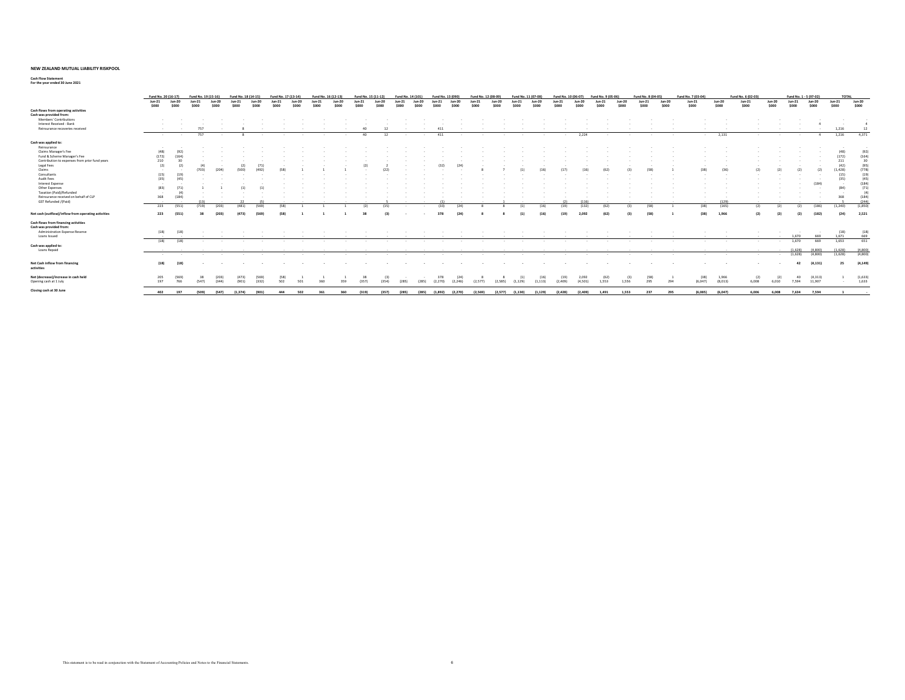| | Fund No. 20 (16-17) | | Fund No. 19 (15-16) | | Fund No. 18 (14-15) | | Fund No. 17 (13-14) | | Fund No. 16 (12-13) | | Fund No. 15 (11-12) | | Fund No. 14 (101) | | Fund No. 13 (090) | | Fund No. 12 (08-09) | | Fund No. 11 (07-08) | | Fund No. 10 (06-07) | | Fund No. 9 (05-06) | | Fund No. 8 (04-05) | | Fund No. 7 (03-04) | | Fund No. 6 (02-03) | | Fund No. 1 - 5 (97-02) | | TOTAL | |
|---|---|---|---|---|---|---|---|---|---|---|---|---|---|---|---|---|---|---|---|---|---|---|---|---|---|---|---|---|---|---|---|---|---|---|
| | Jun-21 | Jun-20 | Jun-21 | Jun-20 | Jun-21 | Jun-20 | Jun-21 | Jun-20 | Jun-21 | Jun-20 | Jun-21 | Jun-20 | Jun-21 | Jun-20 | Jun-21 | Jun-20 | Jun-21 | Jun-20 | Jun-21 | Jun-20 | Jun-21 | Jun-20 | Jun-21 | Jun-20 | Jun-21 | Jun-20 | Jun-21 | Jun-20 | Jun-21 | Jun-20 | Jun-21 | Jun-20 | Jun-21 | Jun-20 |
| | $000 | $000 | $000 | $000 | $000 | $000 | $000 | $000 | $000 | $000 | $000 | $000 | $000 | $000 | $000 | $000 | $000 | $000 | $000 | $000 | $000 | $000 | $000 | $000 | $000 | $000 | $000 | $000 | $000 | $000 | $000 | $000 | $000 | $000 |
| **Cash flows from operating activities** | | | | | | | | | | | | | | | | | | | | | | | | | | | | | | | | | | |
| **Cash was provided from:** | | | | | | | | | | | | | | | | | | | | | | | | | | | | | | | | | | |
| Members' Contributions | - | - | - | - | - | - | - | - | - | - | - | - | - | - | - | - | - | - | - | - | - | - | - | - | - | - | - | - | - | - | - | - | - | - |
| Interest Received - Bank | - | - | - | - | - | - | - | - | - | - | - | - | - | - | - | - | - | - | - | - | - | - | - | - | - | - | - | - | - | - | - | 4 | - | 4 |
| Reinsurance recoveries received | - | - | 757 | - | 8 | - | - | - | - | - | 40 | 12 | - | - | 411 | - | - | - | - | - | - | - | - | - | - | - | - | - | - | - | - | - | 1,216 | 12 |
| | - | - | 757 | - | 8 | - | - | - | - | - | 40 | 12 | - | - | 411 | - | - | - | - | - | - | 2,224 | - | - | - | - | - | 2,131 | - | - | - | 4 | 1,216 | 4,371 |
| **Cash was applied to:** | | | | | | | | | | | | | | | | | | | | | | | | | | | | | | | | | | |
| Reinsurance | - | - | - | - | - | - | - | - | - | - | - | - | - | - | - | - | - | - | - | - | - | - | - | - | - | - | - | - | - | - | - | - | - | - |
| Claims Manager's Fee | (48) | (92) | - | - | - | - | - | - | - | - | - | - | - | - | - | - | - | - | - | - | - | - | - | - | - | - | - | - | - | - | - | - | (48) | (92) |
| Fund & Scheme Manager's Fee | (172) | (164) | - | - | - | - | - | - | - | - | - | - | - | - | - | - | - | - | - | - | - | - | - | - | - | - | - | - | - | - | - | - | (172) | (164) |
| Contribution to expenses from prior fund years | 210 | 30 | - | - | - | - | - | - | - | - | - | - | - | - | - | - | - | - | - | - | - | - | - | - | - | - | - | - | - | - | - | - | 211 | 30 |
| Legal Fees | (2) | (2) | (4) | - | (2) | (71) | - | - | - | - | (2) | 2 | - | - | (32) | (24) | - | - | - | - | - | - | - | - | - | - | - | - | - | - | - | - | (42) | (95) |
| Claims | - | - | (703) | (204) | (500) | (492) | (58) | 1 | 1 | 1 | - | (22) | - | - | - | - | 8 | 7 | (1) | (16) | (17) | (16) | (62) | (3) | (58) | 1 | (38) | (36) | (2) | (2) | (2) | (2) | (1,428) | (778) |
| Consultants | (15) | (19) | - | - | - | - | - | - | - | - | - | - | - | - | - | - | - | - | - | - | - | - | - | - | - | - | - | - | - | - | - | - | (15) | (19) |
| Audit Fees | (35) | (45) | - | - | - | - | - | - | - | - | - | - | - | - | - | - | - | - | - | - | - | - | - | - | - | - | - | - | - | - | - | - | (35) | (45) |
| Interest Expense | - | - | - | - | - | - | - | - | - | - | - | - | - | - | - | - | - | - | - | - | - | - | - | - | - | - | - | - | - | - | - | (184) | - | (184) |
| Other Expenses | (83) | (71) | 1 | 1 | (1) | (1) | - | - | - | - | - | - | - | - | - | - | - | - | - | - | - | - | - | - | - | - | - | - | - | - | - | - | (84) | (71) |
| Taxation (Paid)/Refunded | - | (4) | - | - | - | - | - | - | - | - | - | - | - | - | - | - | - | - | - | - | - | - | - | - | - | - | - | - | - | - | - | - | - | (4) |
| Reinsurance received on behalf of CLP | 368 | (184) | - | - | - | - | - | - | - | - | - | - | - | - | - | - | - | - | - | - | - | - | - | - | - | - | - | - | - | - | - | - | 368 | (184) |
| GST Refunded /(Paid) | - | - | (13) | - | 22 | (5) | - | - | - | - | - | 5 | - | - | (1) | - | - | 1 | - | - | (2) | (116) | - | - | - | - | - | (129) | - | - | - | - | 5 | (244) |
| | 223 | (551) | (719) | (203) | (481) | (569) | (58) | 1 | 1 | 1 | (2) | (15) | - | - | (33) | (24) | 8 | 8 | (1) | (16) | (19) | (132) | (62) | (3) | (58) | 1 | (38) | (165) | (2) | (2) | (2) | (186) | (1,240) | (1,850) |
| **Net cash (outflow)/inflow from operating activities** | **223** | **(551)** | **38** | **(203)** | **(473)** | **(569)** | **(58)** | **1** | **1** | **1** | **38** | **(3)** | **-** | **-** | **378** | **(24)** | **8** | **8** | **(1)** | **(16)** | **(19)** | **2,092** | **(62)** | **(3)** | **(58)** | **1** | **(38)** | **1,966** | **(2)** | **(2)** | **(2)** | **(182)** | **(24)** | **2,521** |
| **Cash flows from financing activities** | | | | | | | | | | | | | | | | | | | | | | | | | | | | | | | | | | |
| **Cash was provided from:** | | | | | | | | | | | | | | | | | | | | | | | | | | | | | | | | | | |
| Administration Expense Reserve | (18) | (18) | - | - | - | - | - | - | - | - | - | - | - | - | - | - | - | - | - | - | - | - | - | - | - | - | - | - | - | - | - | - | (18) | (18) |
| Loans Issued | - | - | - | - | - | - | - | - | - | - | - | - | - | - | - | - | - | - | - | - | - | - | - | - | - | - | - | - | - | - | 1,670 | 669 | 1,671 | 669 |
| | (18) | (18) | - | - | - | - | - | - | - | - | - | - | - | - | - | - | - | - | - | - | - | - | - | - | - | - | - | - | - | - | 1,670 | 669 | 1,653 | 651 |
| **Cash was applied to:** | | | | | | | | | | | | | | | | | | | | | | | | | | | | | | | | | | |
| Loans Repaid | - | - | - | - | - | - | - | - | - | - | - | - | - | - | - | - | - | - | - | - | - | - | - | - | - | - | - | - | - | - | (1,628) | (4,800) | (1,628) | (4,800) |
| | - | - | - | - | - | - | - | - | - | - | - | - | - | - | - | - | - | - | - | - | - | - | - | - | - | - | - | - | - | - | (1,628) | (4,800) | (1,628) | (4,800) |
| **Net Cash inflow from financing activities** | **(18)** | **(18)** | **-** | **-** | **-** | **-** | **-** | **-** | **-** | **-** | **-** | **-** | **-** | **-** | **-** | **-** | **-** | **-** | **-** | **-** | **-** | **-** | **-** | **-** | **-** | **-** | **-** | **-** | **-** | **-** | **42** | **(4,131)** | **25** | **(4,149)** |
| **Net (decrease)/increase in cash held** | 205 | (569) | 38 | (203) | (473) | (569) | (58) | 1 | 1 | 1 | 38 | (3) | - | - | 378 | (24) | 8 | 8 | (1) | (16) | (19) | 2,092 | (62) | (3) | (58) | 1 | (38) | 1,966 | (2) | (2) | 40 | (4,313) | 1 | (1,633) |
| Opening cash at 1 July | 197 | 766 | (547) | (344) | (901) | (332) | 502 | 501 | 360 | 359 | (357) | (354) | (285) | (285) | (2,270) | (2,246) | (2,577) | (2,585) | (1,129) | (1,113) | (2,409) | (4,501) | 1,553 | 1,556 | 295 | 294 | (6,047) | (8,013) | 6,008 | 6,010 | 7,594 | 11,907 | - | 1,633 |
| **Closing cash at 30 June** | **402** | **197** | **(509)** | **(547)** | **(1,374)** | **(901)** | **444** | **502** | **361** | **360** | **(319)** | **(357)** | **(285)** | **(285)** | **(1,892)** | **(2,270)** | **(2,569)** | **(2,577)** | **(1,130)** | **(1,129)** | **(2,428)** | **(2,409)** | **1,491** | **1,553** | **237** | **295** | **(6,085)** | **(6,047)** | **6,006** | **6,008** | **7,634** | **7,594** | **1** | **-** |

This statement is to be read in conjunction with the Statement of Accounting Policies and Notes to the Financial Statements.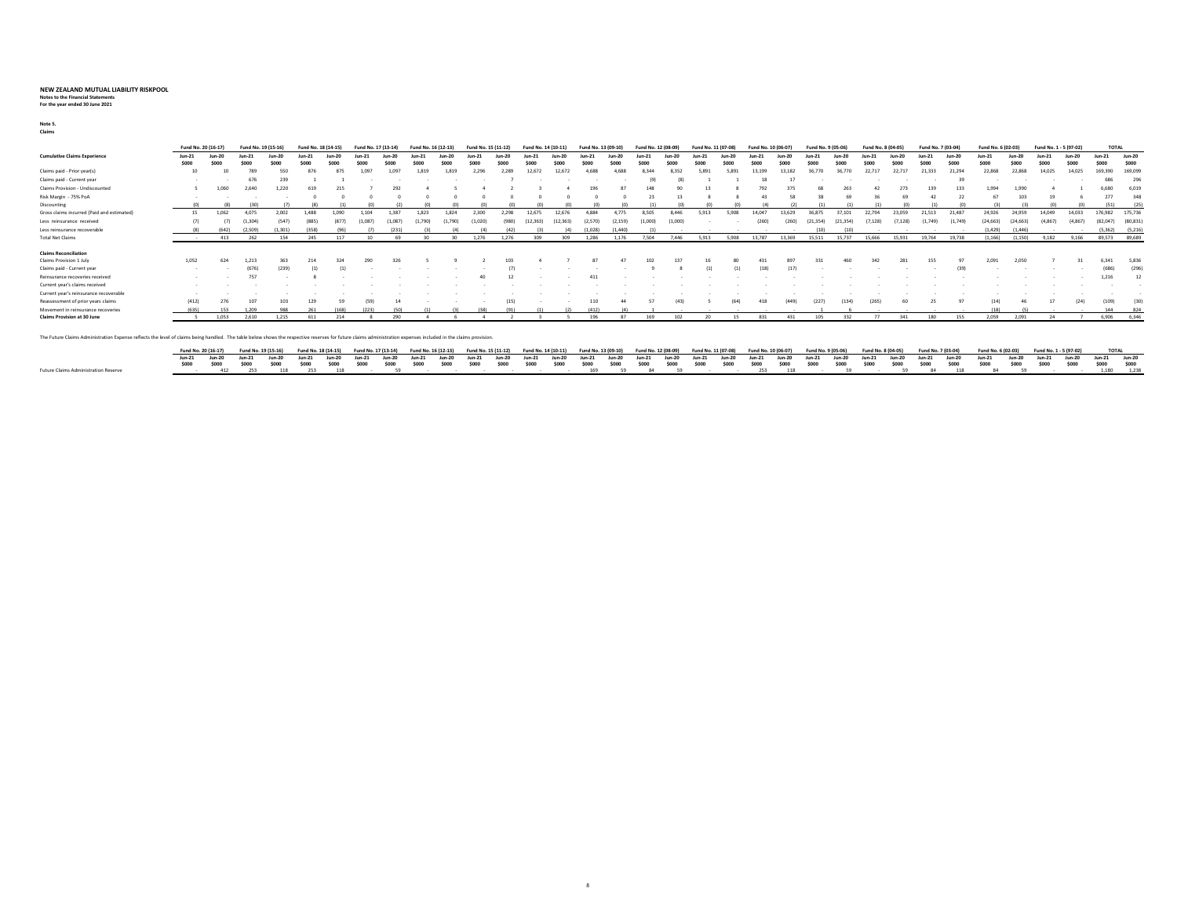**NEW ZEALAND MUTUAL LIABILITY RISKPOOL**
**Notes to the Financial Statements**
**For the year ended 30 June 2021**

**Note 5.**
**Claims**

| | Fund No. 20 (16-17) | | Fund No. 19 (15-16) | | Fund No. 18 (14-15) | | Fund No. 17 (13-14) | | Fund No. 16 (12-13) | | Fund No. 15 (11-12) | | Fund No. 14 (10-11) | | Fund No. 13 (09-10) | | Fund No. 12 (08-09) | | Fund No. 11 (07-08) | | Fund No. 10 (06-07) | | Fund No. 9 (05-06) | | Fund No. 8 (04-05) | | Fund No. 7 (03-04) | | Fund No. 6 (02-03) | | Fund No. 1 - 5 (97-02) | | TOTAL | |
|---|---|---|---|---|---|---|---|---|---|---|---|---|---|---|---|---|---|---|---|---|---|---|---|---|---|---|---|---|---|---|---|---|---|---|
| **Cumulative Claims Experience** | **Jun-21 $000** | **Jun-20 $000** | **Jun-21 $000** | **Jun-20 $000** | **Jun-21 $000** | **Jun-20 $000** | **Jun-21 $000** | **Jun-20 $000** | **Jun-21 $000** | **Jun-20 $000** | **Jun-21 $000** | **Jun-20 $000** | **Jun-21 $000** | **Jun-20 $000** | **Jun-21 $000** | **Jun-20 $000** | **Jun-21 $000** | **Jun-20 $000** | **Jun-21 $000** | **Jun-20 $000** | **Jun-21 $000** | **Jun-20 $000** | **Jun-21 $000** | **Jun-20 $000** | **Jun-21 $000** | **Jun-20 $000** | **Jun-21 $000** | **Jun-20 $000** | **Jun-21 $000** | **Jun-20 $000** | **Jun-21 $000** | **Jun-20 $000** | **Jun-21 $000** | **Jun-20 $000** |
| Claims paid - Prior year(s) | 10 | 10 | 789 | 550 | 876 | 875 | 1,097 | 1,097 | 1,819 | 1,819 | 2,296 | 2,289 | 12,672 | 12,672 | 4,688 | 4,688 | 8,344 | 8,352 | 5,891 | 5,891 | 13,199 | 13,182 | 36,770 | 36,770 | 22,717 | 22,717 | 21,333 | 21,294 | 22,868 | 22,868 | 14,025 | 14,025 | 169,390 | 169,099 |
| Claims paid - Current year | - | - | 676 | 239 | 1 | 1 | - | - | - | - | - | 7 | - | - | - | - | (9) | (8) | 1 | 1 | 18 | 17 | - | - | - | - | - | 39 | - | - | - | - | 686 | 296 |
| Claims Provision - Undiscounted | 5 | 1,060 | 2,640 | 1,220 | 619 | 215 | 7 | 292 | 4 | 5 | 4 | 2 | 3 | 4 | 196 | 87 | 148 | 90 | 13 | 8 | 792 | 375 | 68 | 263 | 42 | 273 | 139 | 133 | 1,994 | 1,990 | 4 | 1 | 6,680 | 6,019 |
| Risk Margin - 75% PoA | - | - | - | - | 0 | 0 | 0 | 0 | 0 | 0 | 0 | 0 | 0 | 0 | 0 | 0 | 23 | 13 | 8 | 8 | 43 | 58 | 38 | 69 | 36 | 69 | 42 | 22 | 67 | 103 | 19 | 6 | 277 | 348 |
| Discounting | (0) | (8) | (30) | (7) | (8) | (1) | (0) | (2) | (0) | (0) | (0) | (0) | (0) | (0) | (0) | (0) | (1) | (0) | (0) | (0) | (4) | (2) | (1) | (1) | (1) | (0) | (1) | (0) | (3) | (3) | (0) | (0) | (51) | (25) |
| Gross claims incurred (Paid and estimated) | 15 | 1,062 | 4,075 | 2,002 | 1,488 | 1,090 | 1,104 | 1,387 | 1,823 | 1,824 | 2,300 | 2,298 | 12,675 | 12,676 | 4,884 | 4,775 | 8,505 | 8,446 | 5,913 | 5,908 | 14,047 | 13,629 | 36,875 | 37,101 | 22,794 | 23,059 | 21,513 | 21,487 | 24,926 | 24,959 | 14,049 | 14,033 | 176,982 | 175,736 |
| Less reinsurance received | (7) | (7) | (1,304) | (547) | (885) | (877) | (1,087) | (1,087) | (1,790) | (1,790) | (1,020) | (980) | (12,363) | (12,363) | (2,570) | (2,159) | (1,000) | (1,000) | - | - | (260) | (260) | (21,354) | (21,354) | (7,128) | (7,128) | (1,749) | (1,749) | (24,663) | (24,663) | (4,867) | (4,867) | (82,047) | (80,831) |
| Less reinsurance recoverable | (8) | (642) | (2,509) | (1,301) | (358) | (96) | (7) | (231) | (3) | (4) | (4) | (42) | (3) | (4) | (1,028) | (1,440) | (1) | - | - | - | - | - | (10) | (10) | - | - | - | - | (1,429) | (1,446) | - | - | (5,362) | (5,216) |
| Total Net Claims | - | 413 | 262 | 154 | 245 | 117 | 10 | 69 | 30 | 30 | 1,276 | 1,276 | 309 | 309 | 1,286 | 1,176 | 7,504 | 7,446 | 5,913 | 5,908 | 13,787 | 13,369 | 15,511 | 15,737 | 15,666 | 15,931 | 19,764 | 19,738 | (1,166) | (1,150) | 9,182 | 9,166 | 89,573 | 89,689 |
| | | | | | | | | | | | | | | | | | | | | | | | | | | | | | | | | | | |
| **Claims Reconciliation** | | | | | | | | | | | | | | | | | | | | | | | | | | | | | | | | | | |
| Claims Provision 1 July | 1,052 | 624 | 1,213 | 363 | 214 | 324 | 290 | 326 | 5 | 9 | 2 | 103 | 4 | 7 | 87 | 47 | 102 | 137 | 16 | 80 | 431 | 897 | 331 | 460 | 342 | 281 | 155 | 97 | 2,091 | 2,050 | 7 | 31 | 6,341 | 5,836 |
| Claims paid - Current year | - | - | (676) | (239) | (1) | (1) | - | - | - | - | - | (7) | - | - | - | - | 9 | 8 | (1) | (1) | (18) | (17) | - | - | - | - | - | (39) | - | - | - | - | (686) | (296) |
| Reinsurance recoveries received | - | - | 757 | - | 8 | - | - | - | - | - | 40 | 12 | - | - | 411 | - | - | - | - | - | - | - | - | - | - | - | - | - | - | - | - | - | 1,216 | 12 |
| Current year's claims received | - | - | - | - | - | - | - | - | - | - | - | - | - | - | - | - | - | - | - | - | - | - | - | - | - | - | - | - | - | - | - | - | - | - |
| Current year's reinsurance recoverable | - | - | - | - | - | - | - | - | - | - | - | - | - | - | - | - | - | - | - | - | - | - | - | - | - | - | - | - | - | - | - | - | - | - |
| Reassessment of prior years claims | (412) | 276 | 107 | 103 | 129 | 59 | (59) | 14 | - | - | - | (15) | - | - | 110 | 44 | 57 | (43) | 5 | (64) | 418 | (449) | (227) | (134) | (265) | 60 | 25 | 97 | (14) | 46 | 17 | (24) | (109) | (30) |
| Movement in reinsurance recoveries | (635) | 153 | 1,209 | 988 | 261 | (168) | (223) | (50) | (1) | (3) | (38) | (91) | (1) | (2) | (412) | (4) | 1 | - | - | - | - | - | 1 | 6 | - | - | - | - | (18) | (5) | - | - | 144 | 824 |
| **Claims Provision at 30 June** | 5 | 1,053 | 2,610 | 1,215 | 611 | 214 | 8 | 290 | 4 | 6 | 4 | 2 | 3 | 5 | 196 | 87 | 169 | 102 | 20 | 15 | 831 | 431 | 105 | 332 | 77 | 341 | 180 | 155 | 2,059 | 2,091 | 24 | 7 | 6,906 | 6,346 |

The Future Claims Administration Expense reflects the level of claims being handled. The table below shows the respective reserves for future claims administration expenses included in the claims provision.

| | Fund No. 20 (16-17) | | Fund No. 19 (15-16) | | Fund No. 18 (14-15) | | Fund No. 17 (13-14) | | Fund No. 16 (12-13) | | Fund No. 15 (11-12) | | Fund No. 14 (10-11) | | Fund No. 13 (09-10) | | Fund No. 12 (08-09) | | Fund No. 11 (07-08) | | Fund No. 10 (06-07) | | Fund No. 9 (05-06) | | Fund No. 8 (04-05) | | Fund No. 7 (03-04) | | Fund No. 6 (02-03) | | Fund No. 1 - 5 (97-02) | | TOTAL | |
|---|---|---|---|---|---|---|---|---|---|---|---|---|---|---|---|---|---|---|---|---|---|---|---|---|---|---|---|---|---|---|---|---|---|---|
| | **Jun-21 $000** | **Jun-20 $000** | **Jun-21 $000** | **Jun-20 $000** | **Jun-21 $000** | **Jun-20 $000** | **Jun-21 $000** | **Jun-20 $000** | **Jun-21 $000** | **Jun-20 $000** | **Jun-21 $000** | **Jun-20 $000** | **Jun-21 $000** | **Jun-20 $000** | **Jun-21 $000** | **Jun-20 $000** | **Jun-21 $000** | **Jun-20 $000** | **Jun-21 $000** | **Jun-20 $000** | **Jun-21 $000** | **Jun-20 $000** | **Jun-21 $000** | **Jun-20 $000** | **Jun-21 $000** | **Jun-20 $000** | **Jun-21 $000** | **Jun-20 $000** | **Jun-21 $000** | **Jun-20 $000** | **Jun-21 $000** | **Jun-20 $000** | **Jun-21 $000** | **Jun-20 $000** |
| Future Claims Administration Reserve | - | 412 | 253 | 118 | 253 | 118 | - | 59 | - | - | - | - | - | - | 169 | 59 | 84 | 59 | - | - | 253 | 118 | - | 59 | - | 59 | 84 | 118 | 84 | 59 | - | - | 1,180 | 1,238 |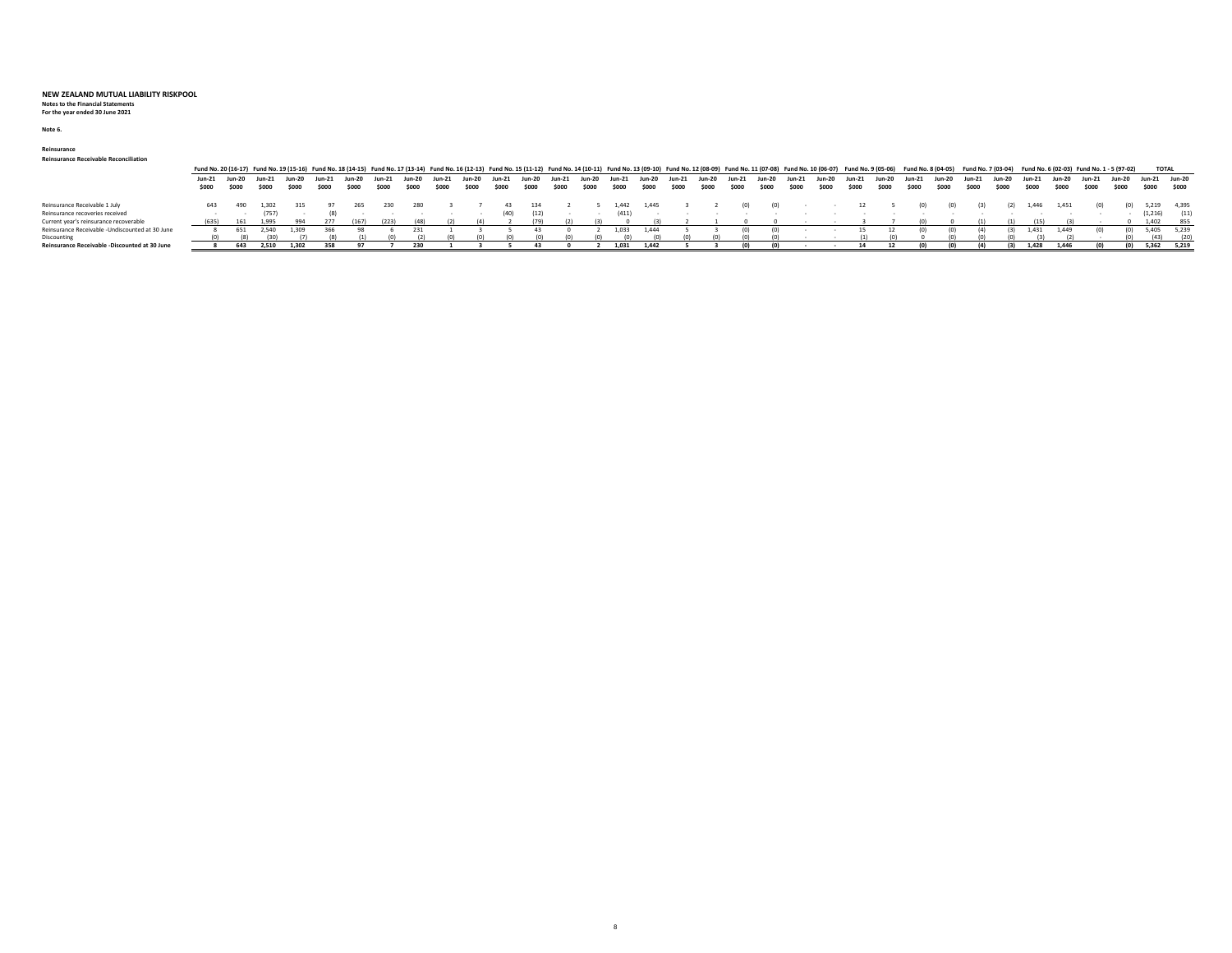**NEW ZEALAND MUTUAL LIABILITY RISKPOOL**
**Notes to the Financial Statements**
**For the year ended 30 June 2021**

**Note 6.**

**Reinsurance**
**Reinsurance Receivable Reconciliation**

| | Fund No. 20 (16-17) | | Fund No. 19 (15-16) | | Fund No. 18 (14-15) | | Fund No. 17 (13-14) | | Fund No. 16 (12-13) | | Fund No. 15 (11-12) | | Fund No. 14 (10-11) | | Fund No. 13 (09-10) | | Fund No. 12 (08-09) | | Fund No. 11 (07-08) | | Fund No. 10 (06-07) | | Fund No. 9 (05-06) | | Fund No. 8 (04-05) | | Fund No. 7 (03-04) | | Fund No. 6 (02-03) | | Fund No. 1 - 5 (97-02) | | TOTAL | |
|---|---|---|---|---|---|---|---|---|---|---|---|---|---|---|---|---|---|---|---|---|---|---|---|---|---|---|---|---|---|---|---|---|---|---|
| | Jun-21 | Jun-20 | Jun-21 | Jun-20 | Jun-21 | Jun-20 | Jun-21 | Jun-20 | Jun-21 | Jun-20 | Jun-21 | Jun-20 | Jun-21 | Jun-20 | Jun-21 | Jun-20 | Jun-21 | Jun-20 | Jun-21 | Jun-20 | Jun-21 | Jun-20 | Jun-21 | Jun-20 | Jun-21 | Jun-20 | Jun-21 | Jun-20 | Jun-21 | Jun-20 | Jun-21 | Jun-20 | Jun-21 | Jun-20 |
| | $000 | $000 | $000 | $000 | $000 | $000 | $000 | $000 | $000 | $000 | $000 | $000 | $000 | $000 | $000 | $000 | $000 | $000 | $000 | $000 | $000 | $000 | $000 | $000 | $000 | $000 | $000 | $000 | $000 | $000 | $000 | $000 | $000 | $000 |
| Reinsurance Receivable 1 July | 643 | 490 | 1,302 | 315 | 97 | 265 | 230 | 280 | 3 | 7 | 43 | 134 | 2 | 5 | 1,442 | 1,445 | 3 | 2 | (0) | (0) | - | - | 12 | 5 | (0) | (0) | (3) | (2) | 1,446 | 1,451 | (0) | (0) | 5,219 | 4,395 |
| Reinsurance recoveries received | - | - | (757) | - | (8) | - | - | - | - | - | (40) | (12) | - | - | (411) | - | - | - | - | - | - | - | - | - | - | - | - | - | - | - | - | - | (1,216) | (11) |
| Current year's reinsurance recoverable | (635) | 161 | 1,995 | 994 | 277 | (167) | (223) | (48) | (2) | (4) | 2 | (79) | (2) | (3) | 0 | (3) | 2 | 1 | 0 | 0 | - | - | 3 | 7 | (0) | 0 | (1) | (1) | (15) | (3) | - | 0 | 1,402 | 855 |
| Reinsurance Receivable -Undiscounted at 30 June | 8 | 651 | 2,540 | 1,309 | 366 | 98 | 6 | 231 | 1 | 3 | 5 | 43 | 0 | 2 | 1,033 | 1,444 | 5 | 3 | (0) | (0) | - | - | 15 | 12 | (0) | (0) | (4) | (3) | 1,431 | 1,449 | (0) | (0) | 5,405 | 5,239 |
| Discounting | (0) | (8) | (30) | (7) | (8) | (1) | (0) | (2) | (0) | (0) | (0) | (0) | (0) | (0) | (0) | (0) | (0) | (0) | (0) | (0) | - | - | (1) | (0) | 0 | (0) | (0) | (0) | (3) | (2) | - | (0) | (43) | (20) |
| **Reinsurance Receivable -Discounted at 30 June** | **8** | **643** | **2,510** | **1,302** | **358** | **97** | **7** | **230** | **1** | **3** | **5** | **43** | **0** | **2** | **1,031** | **1,442** | **5** | **3** | **(0)** | **(0)** | **-** | **-** | **14** | **12** | **(0)** | **(0)** | **(4)** | **(3)** | **1,428** | **1,446** | **(0)** | **(0)** | **5,362** | **5,219** |